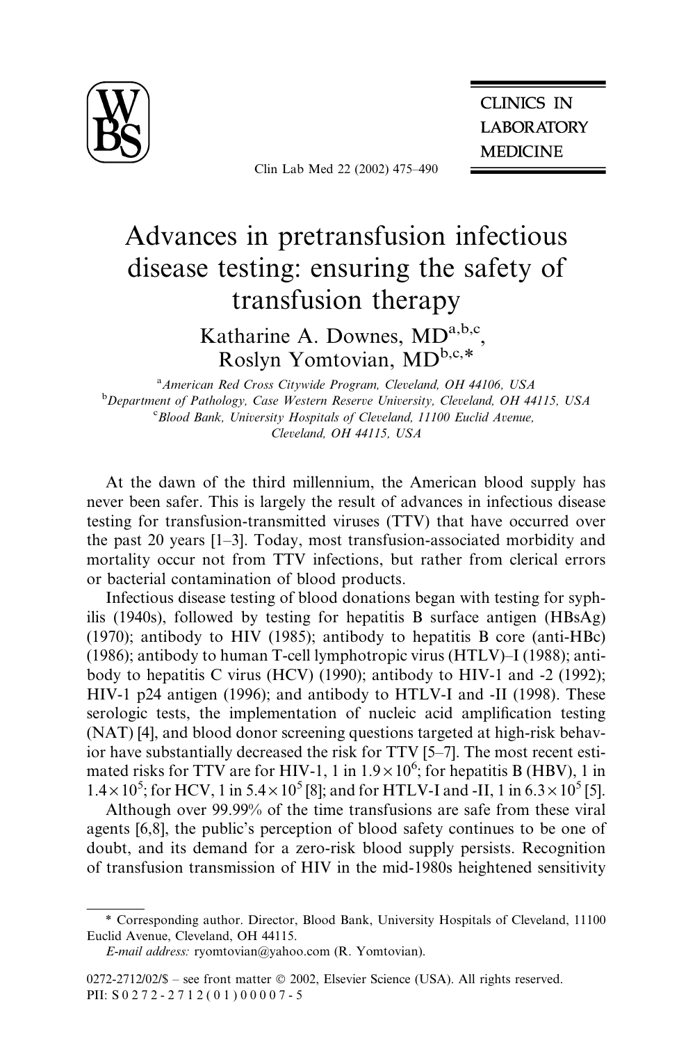# Advances in pretransfusion infectious disease testing: ensuring the safety of transfusion therapy

Katharine A. Downes, MD[a,b,c], Roslyn Yomtovian, MD[b,c,*]

[a]*American Red Cross Citywide Program, Cleveland, OH 44106, USA*
[b]*Department of Pathology, Case Western Reserve University, Cleveland, OH 44115, USA*
[c]*Blood Bank, University Hospitals of Cleveland, 11100 Euclid Avenue, Cleveland, OH 44115, USA*

At the dawn of the third millennium, the American blood supply has never been safer. This is largely the result of advances in infectious disease testing for transfusion-transmitted viruses (TTV) that have occurred over the past 20 years [1–3]. Today, most transfusion-associated morbidity and mortality occur not from TTV infections, but rather from clerical errors or bacterial contamination of blood products.

Infectious disease testing of blood donations began with testing for syphilis (1940s), followed by testing for hepatitis B surface antigen (HBsAg) (1970); antibody to HIV (1985); antibody to hepatitis B core (anti-HBc) (1986); antibody to human T-cell lymphotropic virus (HTLV)–I (1988); antibody to hepatitis C virus (HCV) (1990); antibody to HIV-1 and -2 (1992); HIV-1 p24 antigen (1996); and antibody to HTLV-I and -II (1998). These serologic tests, the implementation of nucleic acid amplification testing (NAT) [4], and blood donor screening questions targeted at high-risk behavior have substantially decreased the risk for TTV [5–7]. The most recent estimated risks for TTV are for HIV-1, 1 in $1.9 \times 10^6$; for hepatitis B (HBV), 1 in $1.4 \times 10^5$; for HCV, 1 in $5.4 \times 10^5$ [8]; and for HTLV-I and -II, 1 in $6.3 \times 10^5$ [5].

Although over 99.99% of the time transfusions are safe from these viral agents [6,8], the public's perception of blood safety continues to be one of doubt, and its demand for a zero-risk blood supply persists. Recognition of transfusion transmission of HIV in the mid-1980s heightened sensitivity

* Corresponding author. Director, Blood Bank, University Hospitals of Cleveland, 11100 Euclid Avenue, Cleveland, OH 44115.

*E-mail address:* ryomtovian@yahoo.com (R. Yomtovian).

0272-2712/02/$ – see front matter © 2002, Elsevier Science (USA). All rights reserved.
PII: S 0 2 7 2 - 2 7 1 2 ( 0 1 ) 0 0 0 0 7 - 5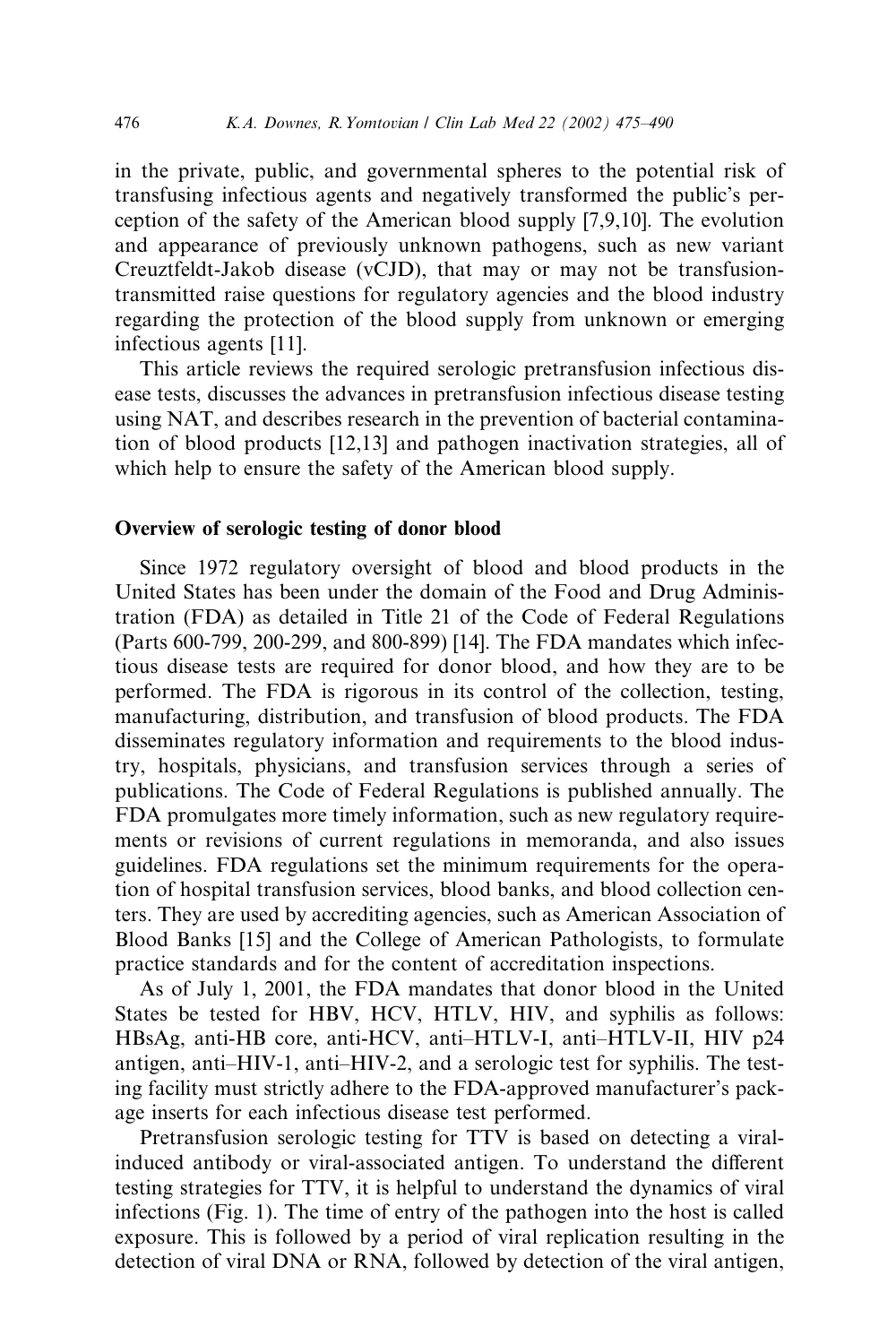in the private, public, and governmental spheres to the potential risk of transfusing infectious agents and negatively transformed the public's perception of the safety of the American blood supply [7,9,10]. The evolution and appearance of previously unknown pathogens, such as new variant Creuztfeldt-Jakob disease (vCJD), that may or may not be transfusion-transmitted raise questions for regulatory agencies and the blood industry regarding the protection of the blood supply from unknown or emerging infectious agents [11].

This article reviews the required serologic pretransfusion infectious disease tests, discusses the advances in pretransfusion infectious disease testing using NAT, and describes research in the prevention of bacterial contamination of blood products [12,13] and pathogen inactivation strategies, all of which help to ensure the safety of the American blood supply.

## Overview of serologic testing of donor blood

Since 1972 regulatory oversight of blood and blood products in the United States has been under the domain of the Food and Drug Administration (FDA) as detailed in Title 21 of the Code of Federal Regulations (Parts 600-799, 200-299, and 800-899) [14]. The FDA mandates which infectious disease tests are required for donor blood, and how they are to be performed. The FDA is rigorous in its control of the collection, testing, manufacturing, distribution, and transfusion of blood products. The FDA disseminates regulatory information and requirements to the blood industry, hospitals, physicians, and transfusion services through a series of publications. The Code of Federal Regulations is published annually. The FDA promulgates more timely information, such as new regulatory requirements or revisions of current regulations in memoranda, and also issues guidelines. FDA regulations set the minimum requirements for the operation of hospital transfusion services, blood banks, and blood collection centers. They are used by accrediting agencies, such as American Association of Blood Banks [15] and the College of American Pathologists, to formulate practice standards and for the content of accreditation inspections.

As of July 1, 2001, the FDA mandates that donor blood in the United States be tested for HBV, HCV, HTLV, HIV, and syphilis as follows: HBsAg, anti-HB core, anti-HCV, anti–HTLV-I, anti–HTLV-II, HIV p24 antigen, anti–HIV-1, anti–HIV-2, and a serologic test for syphilis. The testing facility must strictly adhere to the FDA-approved manufacturer's package inserts for each infectious disease test performed.

Pretransfusion serologic testing for TTV is based on detecting a viral-induced antibody or viral-associated antigen. To understand the different testing strategies for TTV, it is helpful to understand the dynamics of viral infections (Fig. 1). The time of entry of the pathogen into the host is called exposure. This is followed by a period of viral replication resulting in the detection of viral DNA or RNA, followed by detection of the viral antigen,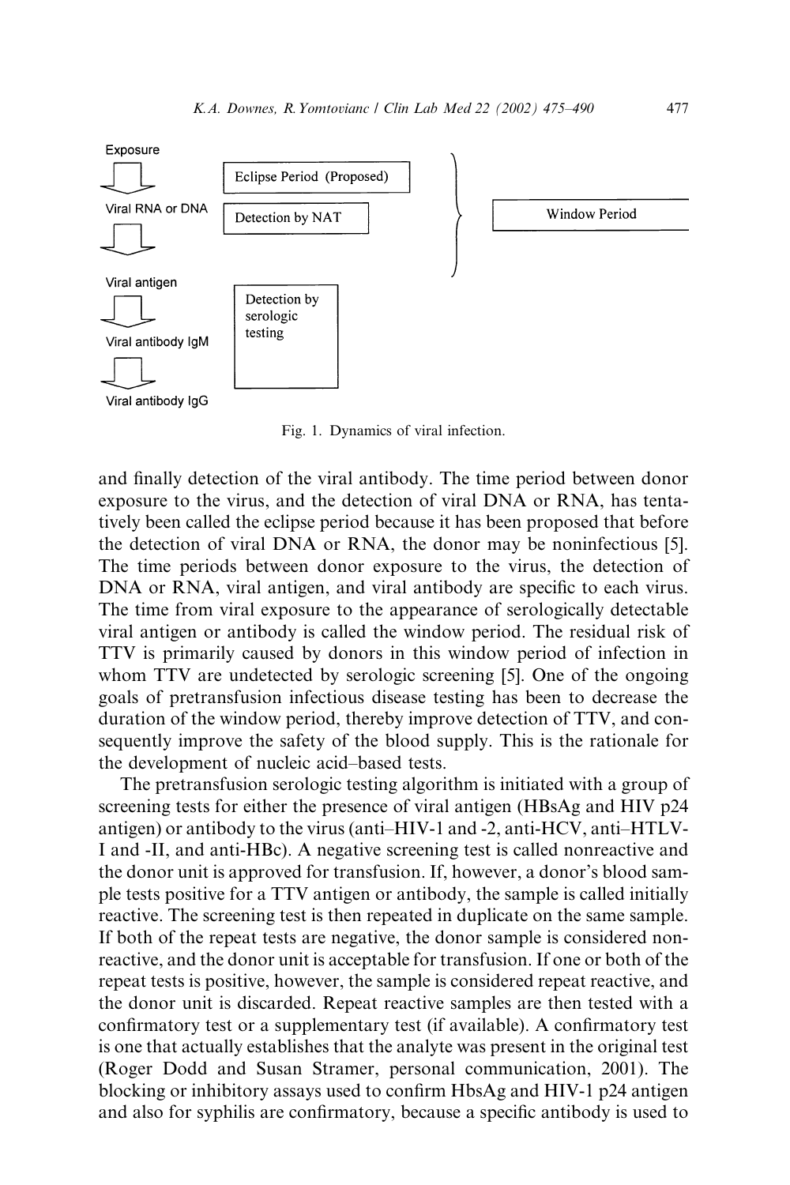Exposure

Viral RNA or DNA

Viral antigen

Viral antibody IgM

Viral antibody IgG

Eclipse Period (Proposed)

Detection by NAT

Detection by serologic testing

Window Period

Fig. 1. Dynamics of viral infection.

and finally detection of the viral antibody. The time period between donor exposure to the virus, and the detection of viral DNA or RNA, has tentatively been called the eclipse period because it has been proposed that before the detection of viral DNA or RNA, the donor may be noninfectious [5]. The time periods between donor exposure to the virus, the detection of DNA or RNA, viral antigen, and viral antibody are specific to each virus. The time from viral exposure to the appearance of serologically detectable viral antigen or antibody is called the window period. The residual risk of TTV is primarily caused by donors in this window period of infection in whom TTV are undetected by serologic screening [5]. One of the ongoing goals of pretransfusion infectious disease testing has been to decrease the duration of the window period, thereby improve detection of TTV, and consequently improve the safety of the blood supply. This is the rationale for the development of nucleic acid–based tests.

The pretransfusion serologic testing algorithm is initiated with a group of screening tests for either the presence of viral antigen (HBsAg and HIV p24 antigen) or antibody to the virus (anti–HIV-1 and -2, anti-HCV, anti–HTLV-I and -II, and anti-HBc). A negative screening test is called nonreactive and the donor unit is approved for transfusion. If, however, a donor's blood sample tests positive for a TTV antigen or antibody, the sample is called initially reactive. The screening test is then repeated in duplicate on the same sample. If both of the repeat tests are negative, the donor sample is considered nonreactive, and the donor unit is acceptable for transfusion. If one or both of the repeat tests is positive, however, the sample is considered repeat reactive, and the donor unit is discarded. Repeat reactive samples are then tested with a confirmatory test or a supplementary test (if available). A confirmatory test is one that actually establishes that the analyte was present in the original test (Roger Dodd and Susan Stramer, personal communication, 2001). The blocking or inhibitory assays used to confirm HbsAg and HIV-1 p24 antigen and also for syphilis are confirmatory, because a specific antibody is used to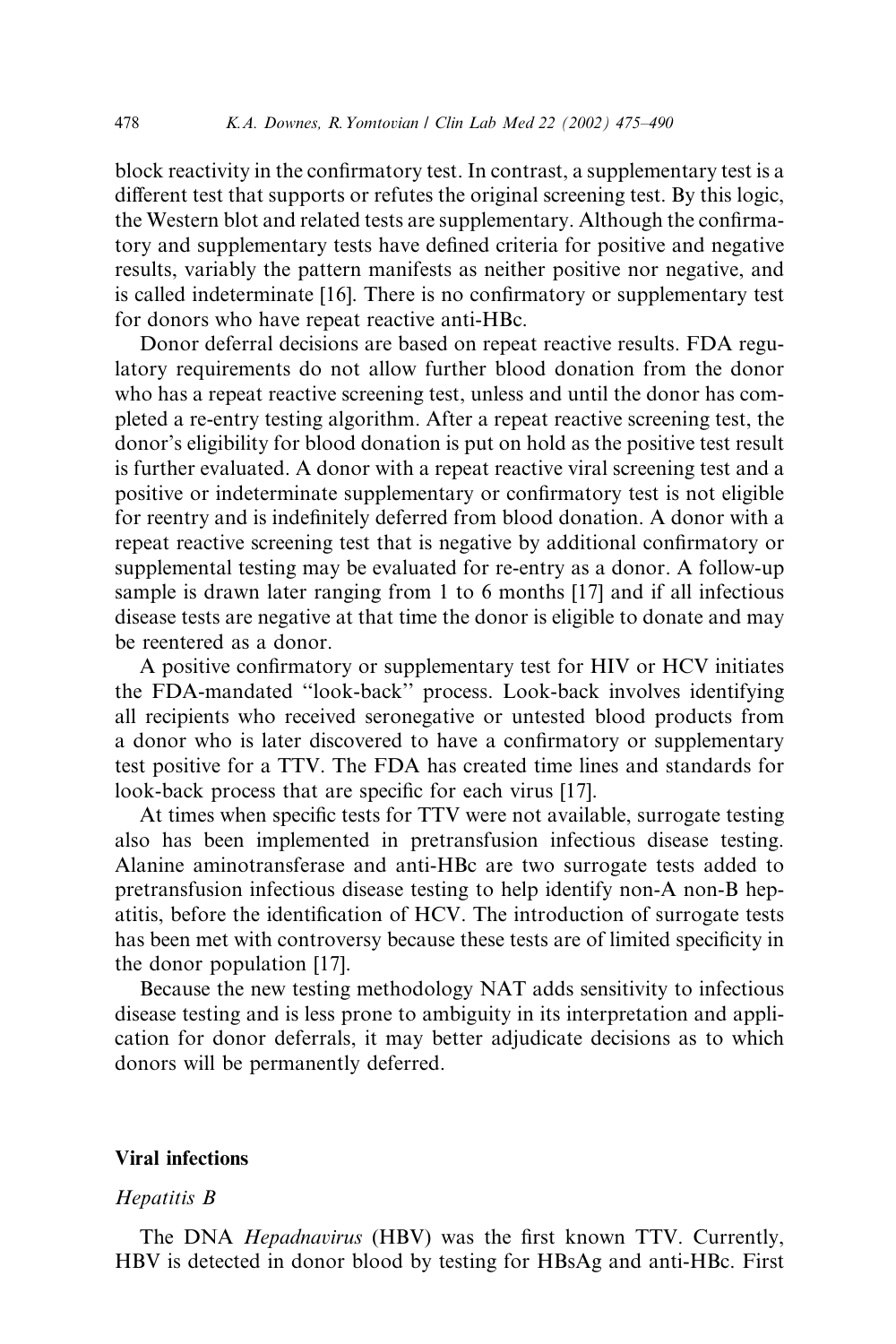block reactivity in the confirmatory test. In contrast, a supplementary test is a different test that supports or refutes the original screening test. By this logic, the Western blot and related tests are supplementary. Although the confirmatory and supplementary tests have defined criteria for positive and negative results, variably the pattern manifests as neither positive nor negative, and is called indeterminate [16]. There is no confirmatory or supplementary test for donors who have repeat reactive anti-HBc.

Donor deferral decisions are based on repeat reactive results. FDA regulatory requirements do not allow further blood donation from the donor who has a repeat reactive screening test, unless and until the donor has completed a re-entry testing algorithm. After a repeat reactive screening test, the donor's eligibility for blood donation is put on hold as the positive test result is further evaluated. A donor with a repeat reactive viral screening test and a positive or indeterminate supplementary or confirmatory test is not eligible for reentry and is indefinitely deferred from blood donation. A donor with a repeat reactive screening test that is negative by additional confirmatory or supplemental testing may be evaluated for re-entry as a donor. A follow-up sample is drawn later ranging from 1 to 6 months [17] and if all infectious disease tests are negative at that time the donor is eligible to donate and may be reentered as a donor.

A positive confirmatory or supplementary test for HIV or HCV initiates the FDA-mandated "look-back" process. Look-back involves identifying all recipients who received seronegative or untested blood products from a donor who is later discovered to have a confirmatory or supplementary test positive for a TTV. The FDA has created time lines and standards for look-back process that are specific for each virus [17].

At times when specific tests for TTV were not available, surrogate testing also has been implemented in pretransfusion infectious disease testing. Alanine aminotransferase and anti-HBc are two surrogate tests added to pretransfusion infectious disease testing to help identify non-A non-B hepatitis, before the identification of HCV. The introduction of surrogate tests has been met with controversy because these tests are of limited specificity in the donor population [17].

Because the new testing methodology NAT adds sensitivity to infectious disease testing and is less prone to ambiguity in its interpretation and application for donor deferrals, it may better adjudicate decisions as to which donors will be permanently deferred.

## Viral infections

### *Hepatitis B*

The DNA *Hepadnavirus* (HBV) was the first known TTV. Currently, HBV is detected in donor blood by testing for HBsAg and anti-HBc. First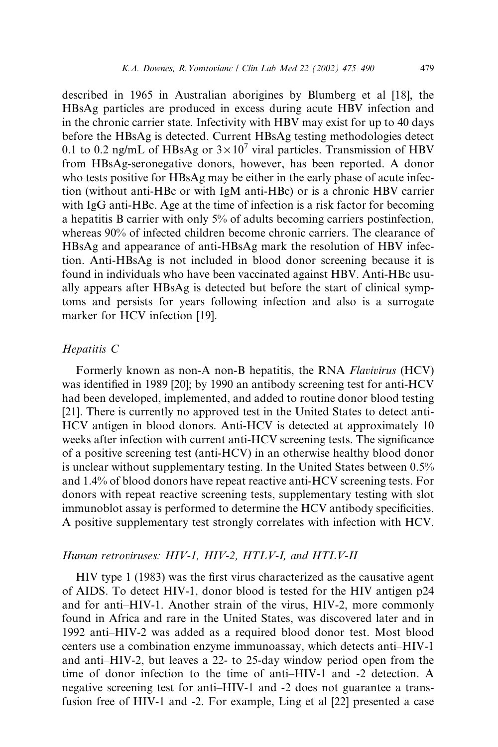described in 1965 in Australian aborigines by Blumberg et al [18], the HBsAg particles are produced in excess during acute HBV infection and in the chronic carrier state. Infectivity with HBV may exist for up to 40 days before the HBsAg is detected. Current HBsAg testing methodologies detect 0.1 to 0.2 ng/mL of HBsAg or $3 \times 10^7$ viral particles. Transmission of HBV from HBsAg-seronegative donors, however, has been reported. A donor who tests positive for HBsAg may be either in the early phase of acute infection (without anti-HBc or with IgM anti-HBc) or is a chronic HBV carrier with IgG anti-HBc. Age at the time of infection is a risk factor for becoming a hepatitis B carrier with only 5% of adults becoming carriers postinfection, whereas 90% of infected children become chronic carriers. The clearance of HBsAg and appearance of anti-HBsAg mark the resolution of HBV infection. Anti-HBsAg is not included in blood donor screening because it is found in individuals who have been vaccinated against HBV. Anti-HBc usually appears after HBsAg is detected but before the start of clinical symptoms and persists for years following infection and also is a surrogate marker for HCV infection [19].

### *Hepatitis C*

Formerly known as non-A non-B hepatitis, the RNA *Flavivirus* (HCV) was identified in 1989 [20]; by 1990 an antibody screening test for anti-HCV had been developed, implemented, and added to routine donor blood testing [21]. There is currently no approved test in the United States to detect anti-HCV antigen in blood donors. Anti-HCV is detected at approximately 10 weeks after infection with current anti-HCV screening tests. The significance of a positive screening test (anti-HCV) in an otherwise healthy blood donor is unclear without supplementary testing. In the United States between 0.5% and 1.4% of blood donors have repeat reactive anti-HCV screening tests. For donors with repeat reactive screening tests, supplementary testing with slot immunoblot assay is performed to determine the HCV antibody specificities. A positive supplementary test strongly correlates with infection with HCV.

### *Human retroviruses: HIV-1, HIV-2, HTLV-I, and HTLV-II*

HIV type 1 (1983) was the first virus characterized as the causative agent of AIDS. To detect HIV-1, donor blood is tested for the HIV antigen p24 and for anti–HIV-1. Another strain of the virus, HIV-2, more commonly found in Africa and rare in the United States, was discovered later and in 1992 anti–HIV-2 was added as a required blood donor test. Most blood centers use a combination enzyme immunoassay, which detects anti–HIV-1 and anti–HIV-2, but leaves a 22- to 25-day window period open from the time of donor infection to the time of anti–HIV-1 and -2 detection. A negative screening test for anti–HIV-1 and -2 does not guarantee a transfusion free of HIV-1 and -2. For example, Ling et al [22] presented a case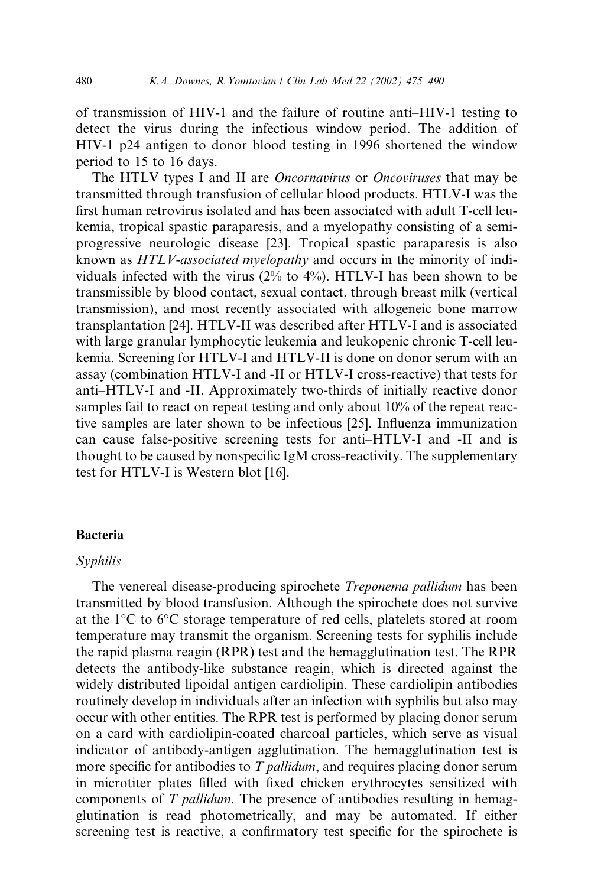of transmission of HIV-1 and the failure of routine anti–HIV-1 testing to detect the virus during the infectious window period. The addition of HIV-1 p24 antigen to donor blood testing in 1996 shortened the window period to 15 to 16 days.

The HTLV types I and II are *Oncornavirus* or *Oncoviruses* that may be transmitted through transfusion of cellular blood products. HTLV-I was the first human retrovirus isolated and has been associated with adult T-cell leukemia, tropical spastic paraparesis, and a myelopathy consisting of a semi-progressive neurologic disease [23]. Tropical spastic paraparesis is also known as *HTLV-associated myelopathy* and occurs in the minority of individuals infected with the virus (2% to 4%). HTLV-I has been shown to be transmissible by blood contact, sexual contact, through breast milk (vertical transmission), and most recently associated with allogeneic bone marrow transplantation [24]. HTLV-II was described after HTLV-I and is associated with large granular lymphocytic leukemia and leukopenic chronic T-cell leukemia. Screening for HTLV-I and HTLV-II is done on donor serum with an assay (combination HTLV-I and -II or HTLV-I cross-reactive) that tests for anti–HTLV-I and -II. Approximately two-thirds of initially reactive donor samples fail to react on repeat testing and only about 10% of the repeat reactive samples are later shown to be infectious [25]. Influenza immunization can cause false-positive screening tests for anti–HTLV-I and -II and is thought to be caused by nonspecific IgM cross-reactivity. The supplementary test for HTLV-I is Western blot [16].

## Bacteria

### *Syphilis*

The venereal disease-producing spirochete *Treponema pallidum* has been transmitted by blood transfusion. Although the spirochete does not survive at the 1°C to 6°C storage temperature of red cells, platelets stored at room temperature may transmit the organism. Screening tests for syphilis include the rapid plasma reagin (RPR) test and the hemagglutination test. The RPR detects the antibody-like substance reagin, which is directed against the widely distributed lipoidal antigen cardiolipin. These cardiolipin antibodies routinely develop in individuals after an infection with syphilis but also may occur with other entities. The RPR test is performed by placing donor serum on a card with cardiolipin-coated charcoal particles, which serve as visual indicator of antibody-antigen agglutination. The hemagglutination test is more specific for antibodies to *T pallidum*, and requires placing donor serum in microtiter plates filled with fixed chicken erythrocytes sensitized with components of *T pallidum*. The presence of antibodies resulting in hemagglutination is read photometrically, and may be automated. If either screening test is reactive, a confirmatory test specific for the spirochete is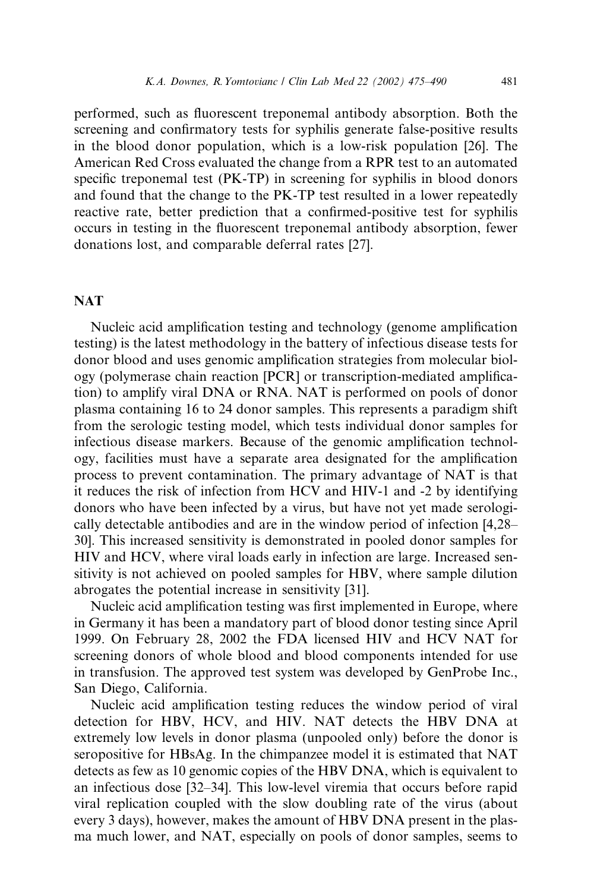performed, such as fluorescent treponemal antibody absorption. Both the screening and confirmatory tests for syphilis generate false-positive results in the blood donor population, which is a low-risk population [26]. The American Red Cross evaluated the change from a RPR test to an automated specific treponemal test (PK-TP) in screening for syphilis in blood donors and found that the change to the PK-TP test resulted in a lower repeatedly reactive rate, better prediction that a confirmed-positive test for syphilis occurs in testing in the fluorescent treponemal antibody absorption, fewer donations lost, and comparable deferral rates [27].

## NAT

Nucleic acid amplification testing and technology (genome amplification testing) is the latest methodology in the battery of infectious disease tests for donor blood and uses genomic amplification strategies from molecular biology (polymerase chain reaction [PCR] or transcription-mediated amplification) to amplify viral DNA or RNA. NAT is performed on pools of donor plasma containing 16 to 24 donor samples. This represents a paradigm shift from the serologic testing model, which tests individual donor samples for infectious disease markers. Because of the genomic amplification technology, facilities must have a separate area designated for the amplification process to prevent contamination. The primary advantage of NAT is that it reduces the risk of infection from HCV and HIV-1 and -2 by identifying donors who have been infected by a virus, but have not yet made serologically detectable antibodies and are in the window period of infection [4,28–30]. This increased sensitivity is demonstrated in pooled donor samples for HIV and HCV, where viral loads early in infection are large. Increased sensitivity is not achieved on pooled samples for HBV, where sample dilution abrogates the potential increase in sensitivity [31].

Nucleic acid amplification testing was first implemented in Europe, where in Germany it has been a mandatory part of blood donor testing since April 1999. On February 28, 2002 the FDA licensed HIV and HCV NAT for screening donors of whole blood and blood components intended for use in transfusion. The approved test system was developed by GenProbe Inc., San Diego, California.

Nucleic acid amplification testing reduces the window period of viral detection for HBV, HCV, and HIV. NAT detects the HBV DNA at extremely low levels in donor plasma (unpooled only) before the donor is seropositive for HBsAg. In the chimpanzee model it is estimated that NAT detects as few as 10 genomic copies of the HBV DNA, which is equivalent to an infectious dose [32–34]. This low-level viremia that occurs before rapid viral replication coupled with the slow doubling rate of the virus (about every 3 days), however, makes the amount of HBV DNA present in the plasma much lower, and NAT, especially on pools of donor samples, seems to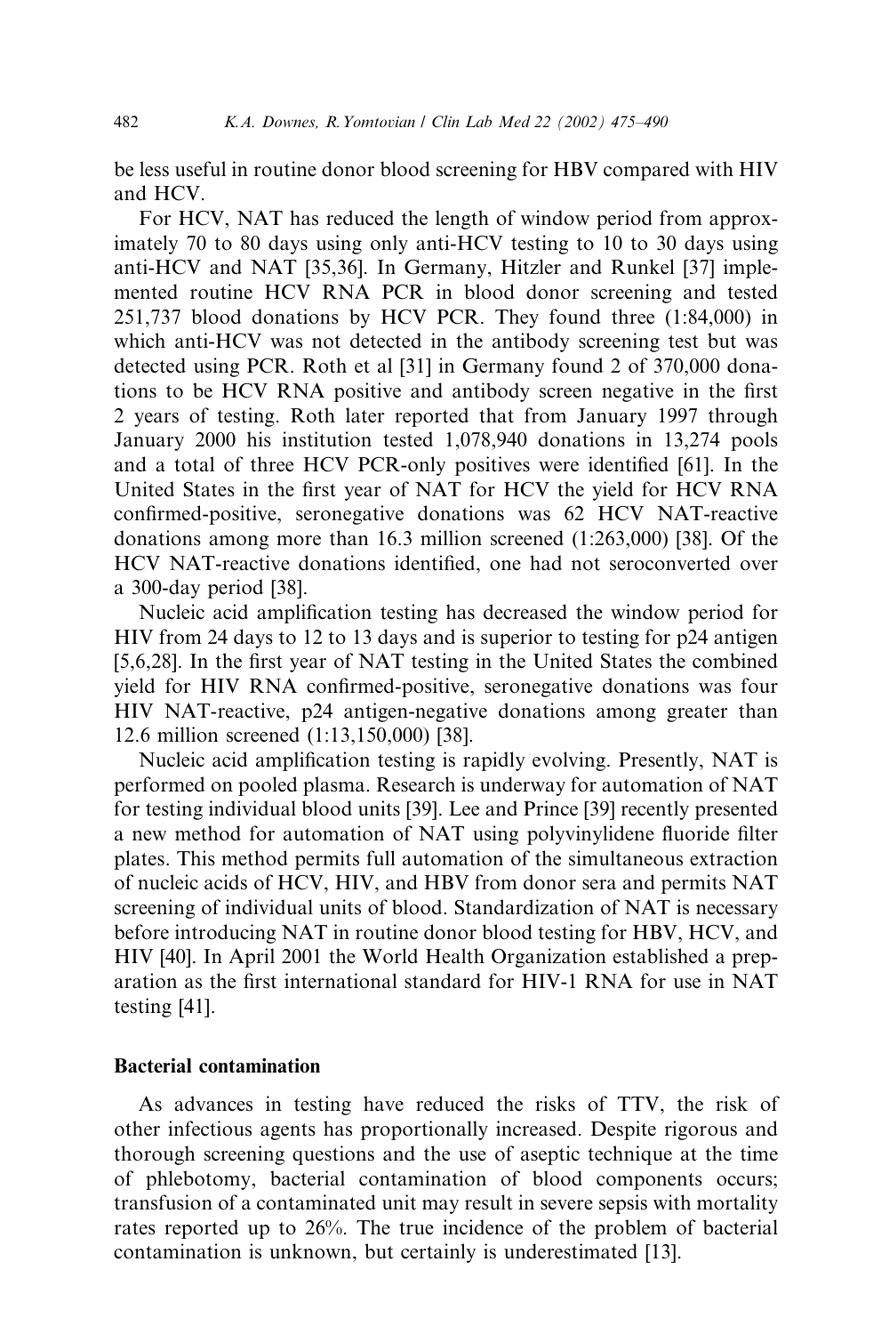be less useful in routine donor blood screening for HBV compared with HIV and HCV.

For HCV, NAT has reduced the length of window period from approximately 70 to 80 days using only anti-HCV testing to 10 to 30 days using anti-HCV and NAT [35,36]. In Germany, Hitzler and Runkel [37] implemented routine HCV RNA PCR in blood donor screening and tested 251,737 blood donations by HCV PCR. They found three (1:84,000) in which anti-HCV was not detected in the antibody screening test but was detected using PCR. Roth et al [31] in Germany found 2 of 370,000 donations to be HCV RNA positive and antibody screen negative in the first 2 years of testing. Roth later reported that from January 1997 through January 2000 his institution tested 1,078,940 donations in 13,274 pools and a total of three HCV PCR-only positives were identified [61]. In the United States in the first year of NAT for HCV the yield for HCV RNA confirmed-positive, seronegative donations was 62 HCV NAT-reactive donations among more than 16.3 million screened (1:263,000) [38]. Of the HCV NAT-reactive donations identified, one had not seroconverted over a 300-day period [38].

Nucleic acid amplification testing has decreased the window period for HIV from 24 days to 12 to 13 days and is superior to testing for p24 antigen [5,6,28]. In the first year of NAT testing in the United States the combined yield for HIV RNA confirmed-positive, seronegative donations was four HIV NAT-reactive, p24 antigen-negative donations among greater than 12.6 million screened (1:13,150,000) [38].

Nucleic acid amplification testing is rapidly evolving. Presently, NAT is performed on pooled plasma. Research is underway for automation of NAT for testing individual blood units [39]. Lee and Prince [39] recently presented a new method for automation of NAT using polyvinylidene fluoride filter plates. This method permits full automation of the simultaneous extraction of nucleic acids of HCV, HIV, and HBV from donor sera and permits NAT screening of individual units of blood. Standardization of NAT is necessary before introducing NAT in routine donor blood testing for HBV, HCV, and HIV [40]. In April 2001 the World Health Organization established a preparation as the first international standard for HIV-1 RNA for use in NAT testing [41].

### Bacterial contamination

As advances in testing have reduced the risks of TTV, the risk of other infectious agents has proportionally increased. Despite rigorous and thorough screening questions and the use of aseptic technique at the time of phlebotomy, bacterial contamination of blood components occurs; transfusion of a contaminated unit may result in severe sepsis with mortality rates reported up to 26%. The true incidence of the problem of bacterial contamination is unknown, but certainly is underestimated [13].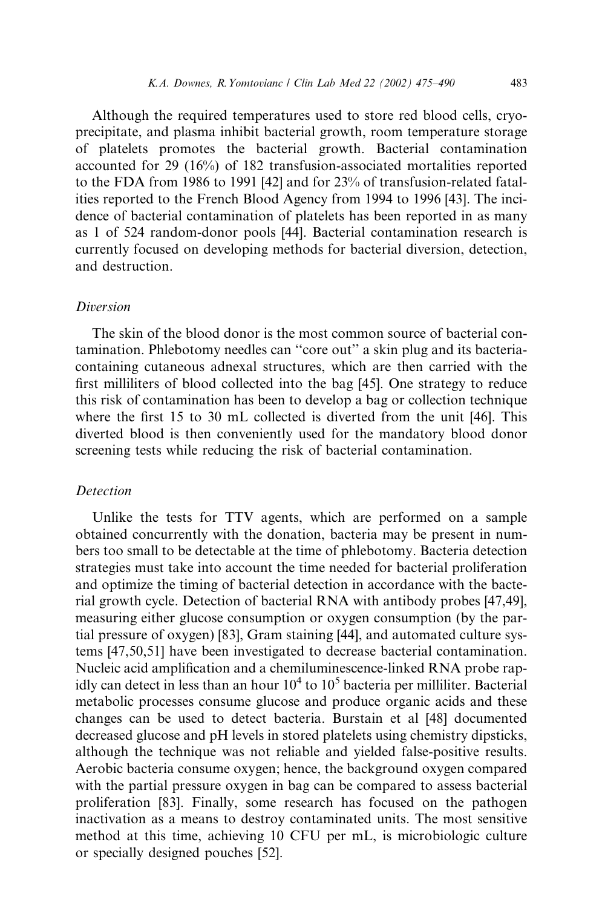Although the required temperatures used to store red blood cells, cryoprecipitate, and plasma inhibit bacterial growth, room temperature storage of platelets promotes the bacterial growth. Bacterial contamination accounted for 29 (16%) of 182 transfusion-associated mortalities reported to the FDA from 1986 to 1991 [42] and for 23% of transfusion-related fatalities reported to the French Blood Agency from 1994 to 1996 [43]. The incidence of bacterial contamination of platelets has been reported in as many as 1 of 524 random-donor pools [44]. Bacterial contamination research is currently focused on developing methods for bacterial diversion, detection, and destruction.

### *Diversion*

The skin of the blood donor is the most common source of bacterial contamination. Phlebotomy needles can ''core out'' a skin plug and its bacteria-containing cutaneous adnexal structures, which are then carried with the first milliliters of blood collected into the bag [45]. One strategy to reduce this risk of contamination has been to develop a bag or collection technique where the first 15 to 30 mL collected is diverted from the unit [46]. This diverted blood is then conveniently used for the mandatory blood donor screening tests while reducing the risk of bacterial contamination.

### *Detection*

Unlike the tests for TTV agents, which are performed on a sample obtained concurrently with the donation, bacteria may be present in numbers too small to be detectable at the time of phlebotomy. Bacteria detection strategies must take into account the time needed for bacterial proliferation and optimize the timing of bacterial detection in accordance with the bacterial growth cycle. Detection of bacterial RNA with antibody probes [47,49], measuring either glucose consumption or oxygen consumption (by the partial pressure of oxygen) [83], Gram staining [44], and automated culture systems [47,50,51] have been investigated to decrease bacterial contamination. Nucleic acid amplification and a chemiluminescence-linked RNA probe rapidly can detect in less than an hour $10^4$ to $10^5$ bacteria per milliliter. Bacterial metabolic processes consume glucose and produce organic acids and these changes can be used to detect bacteria. Burstain et al [48] documented decreased glucose and pH levels in stored platelets using chemistry dipsticks, although the technique was not reliable and yielded false-positive results. Aerobic bacteria consume oxygen; hence, the background oxygen compared with the partial pressure oxygen in bag can be compared to assess bacterial proliferation [83]. Finally, some research has focused on the pathogen inactivation as a means to destroy contaminated units. The most sensitive method at this time, achieving 10 CFU per mL, is microbiologic culture or specially designed pouches [52].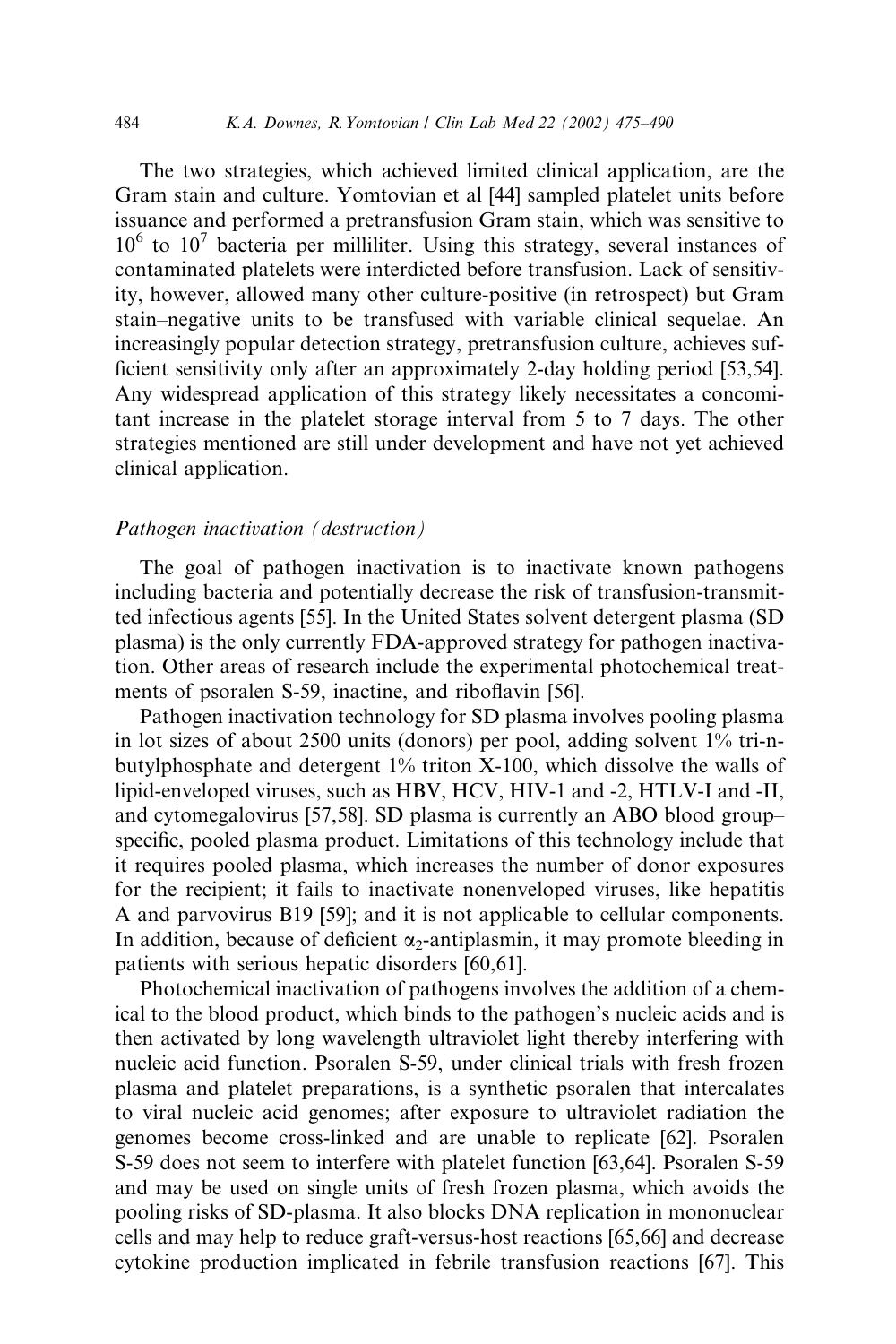The two strategies, which achieved limited clinical application, are the Gram stain and culture. Yomtovian et al [44] sampled platelet units before issuance and performed a pretransfusion Gram stain, which was sensitive to $10^6$ to $10^7$ bacteria per milliliter. Using this strategy, several instances of contaminated platelets were interdicted before transfusion. Lack of sensitivity, however, allowed many other culture-positive (in retrospect) but Gram stain–negative units to be transfused with variable clinical sequelae. An increasingly popular detection strategy, pretransfusion culture, achieves sufficient sensitivity only after an approximately 2-day holding period [53,54]. Any widespread application of this strategy likely necessitates a concomitant increase in the platelet storage interval from 5 to 7 days. The other strategies mentioned are still under development and have not yet achieved clinical application.

### *Pathogen inactivation (destruction)*

The goal of pathogen inactivation is to inactivate known pathogens including bacteria and potentially decrease the risk of transfusion-transmitted infectious agents [55]. In the United States solvent detergent plasma (SD plasma) is the only currently FDA-approved strategy for pathogen inactivation. Other areas of research include the experimental photochemical treatments of psoralen S-59, inactine, and riboflavin [56].

Pathogen inactivation technology for SD plasma involves pooling plasma in lot sizes of about 2500 units (donors) per pool, adding solvent 1% tri-n-butylphosphate and detergent 1% triton X-100, which dissolve the walls of lipid-enveloped viruses, such as HBV, HCV, HIV-1 and -2, HTLV-I and -II, and cytomegalovirus [57,58]. SD plasma is currently an ABO blood group–specific, pooled plasma product. Limitations of this technology include that it requires pooled plasma, which increases the number of donor exposures for the recipient; it fails to inactivate nonenveloped viruses, like hepatitis A and parvovirus B19 [59]; and it is not applicable to cellular components. In addition, because of deficient $\alpha_2$-antiplasmin, it may promote bleeding in patients with serious hepatic disorders [60,61].

Photochemical inactivation of pathogens involves the addition of a chemical to the blood product, which binds to the pathogen's nucleic acids and is then activated by long wavelength ultraviolet light thereby interfering with nucleic acid function. Psoralen S-59, under clinical trials with fresh frozen plasma and platelet preparations, is a synthetic psoralen that intercalates to viral nucleic acid genomes; after exposure to ultraviolet radiation the genomes become cross-linked and are unable to replicate [62]. Psoralen S-59 does not seem to interfere with platelet function [63,64]. Psoralen S-59 and may be used on single units of fresh frozen plasma, which avoids the pooling risks of SD-plasma. It also blocks DNA replication in mononuclear cells and may help to reduce graft-versus-host reactions [65,66] and decrease cytokine production implicated in febrile transfusion reactions [67]. This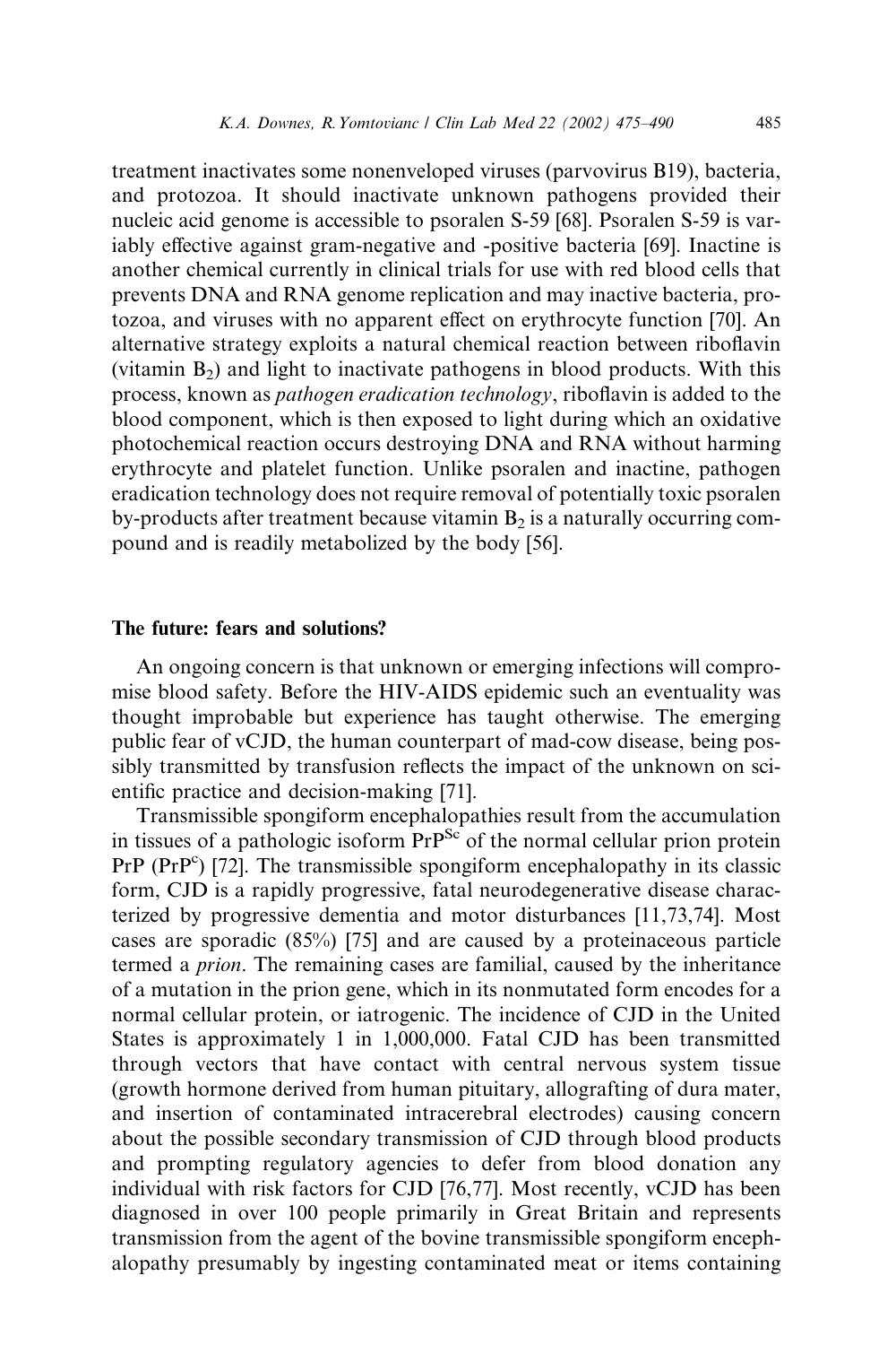treatment inactivates some nonenveloped viruses (parvovirus B19), bacteria, and protozoa. It should inactivate unknown pathogens provided their nucleic acid genome is accessible to psoralen S-59 [68]. Psoralen S-59 is variably effective against gram-negative and -positive bacteria [69]. Inactine is another chemical currently in clinical trials for use with red blood cells that prevents DNA and RNA genome replication and may inactive bacteria, protozoa, and viruses with no apparent effect on erythrocyte function [70]. An alternative strategy exploits a natural chemical reaction between riboflavin (vitamin $B_2$) and light to inactivate pathogens in blood products. With this process, known as *pathogen eradication technology*, riboflavin is added to the blood component, which is then exposed to light during which an oxidative photochemical reaction occurs destroying DNA and RNA without harming erythrocyte and platelet function. Unlike psoralen and inactine, pathogen eradication technology does not require removal of potentially toxic psoralen by-products after treatment because vitamin $B_2$ is a naturally occurring compound and is readily metabolized by the body [56].

## The future: fears and solutions?

An ongoing concern is that unknown or emerging infections will compromise blood safety. Before the HIV-AIDS epidemic such an eventuality was thought improbable but experience has taught otherwise. The emerging public fear of vCJD, the human counterpart of mad-cow disease, being possibly transmitted by transfusion reflects the impact of the unknown on scientific practice and decision-making [71].

Transmissible spongiform encephalopathies result from the accumulation in tissues of a pathologic isoform $PrP^{Sc}$ of the normal cellular prion protein PrP ($PrP^{c}$) [72]. The transmissible spongiform encephalopathy in its classic form, CJD is a rapidly progressive, fatal neurodegenerative disease characterized by progressive dementia and motor disturbances [11,73,74]. Most cases are sporadic (85%) [75] and are caused by a proteinaceous particle termed a *prion*. The remaining cases are familial, caused by the inheritance of a mutation in the prion gene, which in its nonmutated form encodes for a normal cellular protein, or iatrogenic. The incidence of CJD in the United States is approximately 1 in 1,000,000. Fatal CJD has been transmitted through vectors that have contact with central nervous system tissue (growth hormone derived from human pituitary, allografting of dura mater, and insertion of contaminated intracerebral electrodes) causing concern about the possible secondary transmission of CJD through blood products and prompting regulatory agencies to defer from blood donation any individual with risk factors for CJD [76,77]. Most recently, vCJD has been diagnosed in over 100 people primarily in Great Britain and represents transmission from the agent of the bovine transmissible spongiform encephalopathy presumably by ingesting contaminated meat or items containing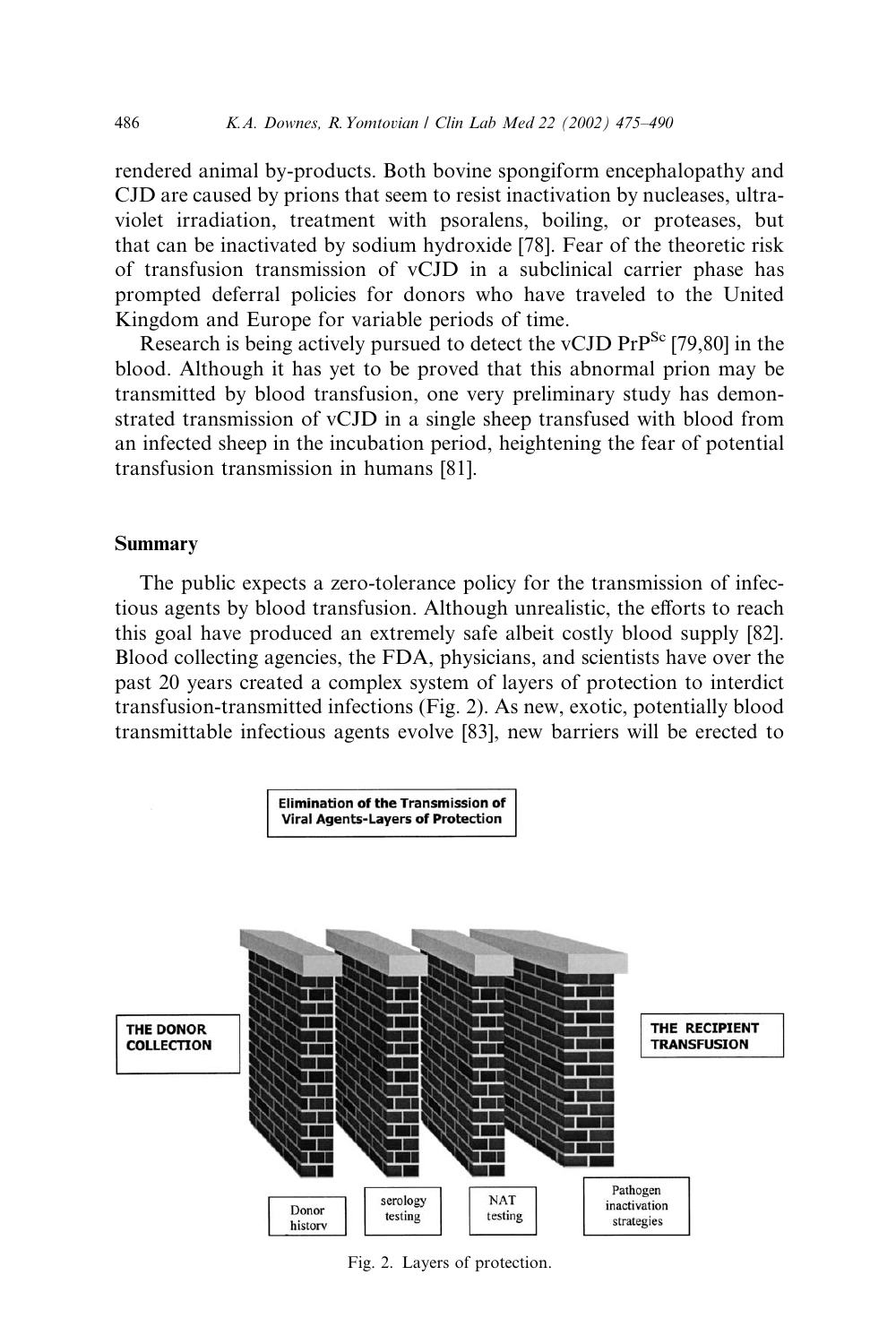rendered animal by-products. Both bovine spongiform encephalopathy and CJD are caused by prions that seem to resist inactivation by nucleases, ultraviolet irradiation, treatment with psoralens, boiling, or proteases, but that can be inactivated by sodium hydroxide [78]. Fear of the theoretic risk of transfusion transmission of vCJD in a subclinical carrier phase has prompted deferral policies for donors who have traveled to the United Kingdom and Europe for variable periods of time.

Research is being actively pursued to detect the vCJD $PrP^{Sc}$ [79,80] in the blood. Although it has yet to be proved that this abnormal prion may be transmitted by blood transfusion, one very preliminary study has demonstrated transmission of vCJD in a single sheep transfused with blood from an infected sheep in the incubation period, heightening the fear of potential transfusion transmission in humans [81].

## Summary

The public expects a zero-tolerance policy for the transmission of infectious agents by blood transfusion. Although unrealistic, the efforts to reach this goal have produced an extremely safe albeit costly blood supply [82]. Blood collecting agencies, the FDA, physicians, and scientists have over the past 20 years created a complex system of layers of protection to interdict transfusion-transmitted infections (Fig. 2). As new, exotic, potentially blood transmittable infectious agents evolve [83], new barriers will be erected to

Elimination of the Transmission of Viral Agents-Layers of Protection

THE DONOR COLLECTION

THE RECIPIENT TRANSFUSION

Donor history

serology testing

NAT testing

Pathogen inactivation strategies

Fig. 2. Layers of protection.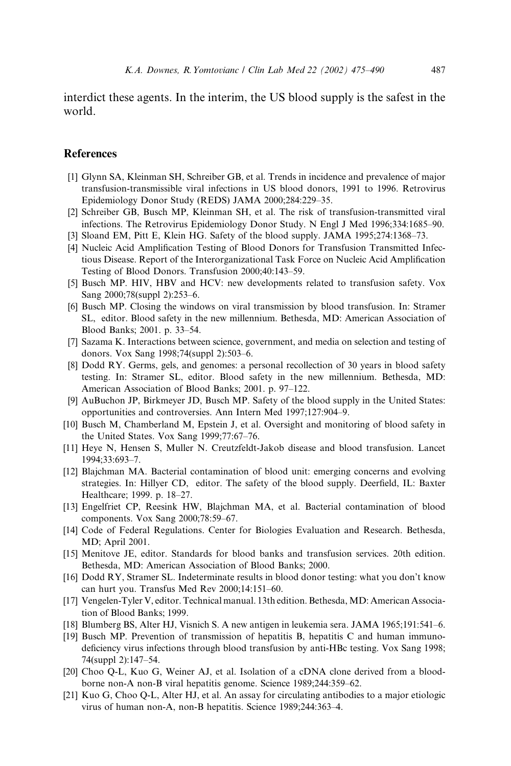interdict these agents. In the interim, the US blood supply is the safest in the world.

## References

[1] Glynn SA, Kleinman SH, Schreiber GB, et al. Trends in incidence and prevalence of major transfusion-transmissible viral infections in US blood donors, 1991 to 1996. Retrovirus Epidemiology Donor Study (REDS) JAMA 2000;284:229–35.

[2] Schreiber GB, Busch MP, Kleinman SH, et al. The risk of transfusion-transmitted viral infections. The Retrovirus Epidemiology Donor Study. N Engl J Med 1996;334:1685–90.

[3] Sloand EM, Pitt E, Klein HG. Safety of the blood supply. JAMA 1995;274:1368–73.

[4] Nucleic Acid Amplification Testing of Blood Donors for Transfusion Transmitted Infectious Disease. Report of the Interorganizational Task Force on Nucleic Acid Amplification Testing of Blood Donors. Transfusion 2000;40:143–59.

[5] Busch MP. HIV, HBV and HCV: new developments related to transfusion safety. Vox Sang 2000;78(suppl 2):253–6.

[6] Busch MP. Closing the windows on viral transmission by blood transfusion. In: Stramer SL, editor. Blood safety in the new millennium. Bethesda, MD: American Association of Blood Banks; 2001. p. 33–54.

[7] Sazama K. Interactions between science, government, and media on selection and testing of donors. Vox Sang 1998;74(suppl 2):503–6.

[8] Dodd RY. Germs, gels, and genomes: a personal recollection of 30 years in blood safety testing. In: Stramer SL, editor. Blood safety in the new millennium. Bethesda, MD: American Association of Blood Banks; 2001. p. 97–122.

[9] AuBuchon JP, Birkmeyer JD, Busch MP. Safety of the blood supply in the United States: opportunities and controversies. Ann Intern Med 1997;127:904–9.

[10] Busch M, Chamberland M, Epstein J, et al. Oversight and monitoring of blood safety in the United States. Vox Sang 1999;77:67–76.

[11] Heye N, Hensen S, Muller N. Creutzfeldt-Jakob disease and blood transfusion. Lancet 1994;33:693–7.

[12] Blajchman MA. Bacterial contamination of blood unit: emerging concerns and evolving strategies. In: Hillyer CD, editor. The safety of the blood supply. Deerfield, IL: Baxter Healthcare; 1999. p. 18–27.

[13] Engelfriet CP, Reesink HW, Blajchman MA, et al. Bacterial contamination of blood components. Vox Sang 2000;78:59–67.

[14] Code of Federal Regulations. Center for Biologies Evaluation and Research. Bethesda, MD; April 2001.

[15] Menitove JE, editor. Standards for blood banks and transfusion services. 20th edition. Bethesda, MD: American Association of Blood Banks; 2000.

[16] Dodd RY, Stramer SL. Indeterminate results in blood donor testing: what you don't know can hurt you. Transfus Med Rev 2000;14:151–60.

[17] Vengelen-Tyler V, editor. Technical manual. 13th edition. Bethesda, MD: American Association of Blood Banks; 1999.

[18] Blumberg BS, Alter HJ, Visnich S. A new antigen in leukemia sera. JAMA 1965;191:541–6.

[19] Busch MP. Prevention of transmission of hepatitis B, hepatitis C and human immunodeficiency virus infections through blood transfusion by anti-HBc testing. Vox Sang 1998; 74(suppl 2):147–54.

[20] Choo Q-L, Kuo G, Weiner AJ, et al. Isolation of a cDNA clone derived from a blood-borne non-A non-B viral hepatitis genome. Science 1989;244:359–62.

[21] Kuo G, Choo Q-L, Alter HJ, et al. An assay for circulating antibodies to a major etiologic virus of human non-A, non-B hepatitis. Science 1989;244:363–4.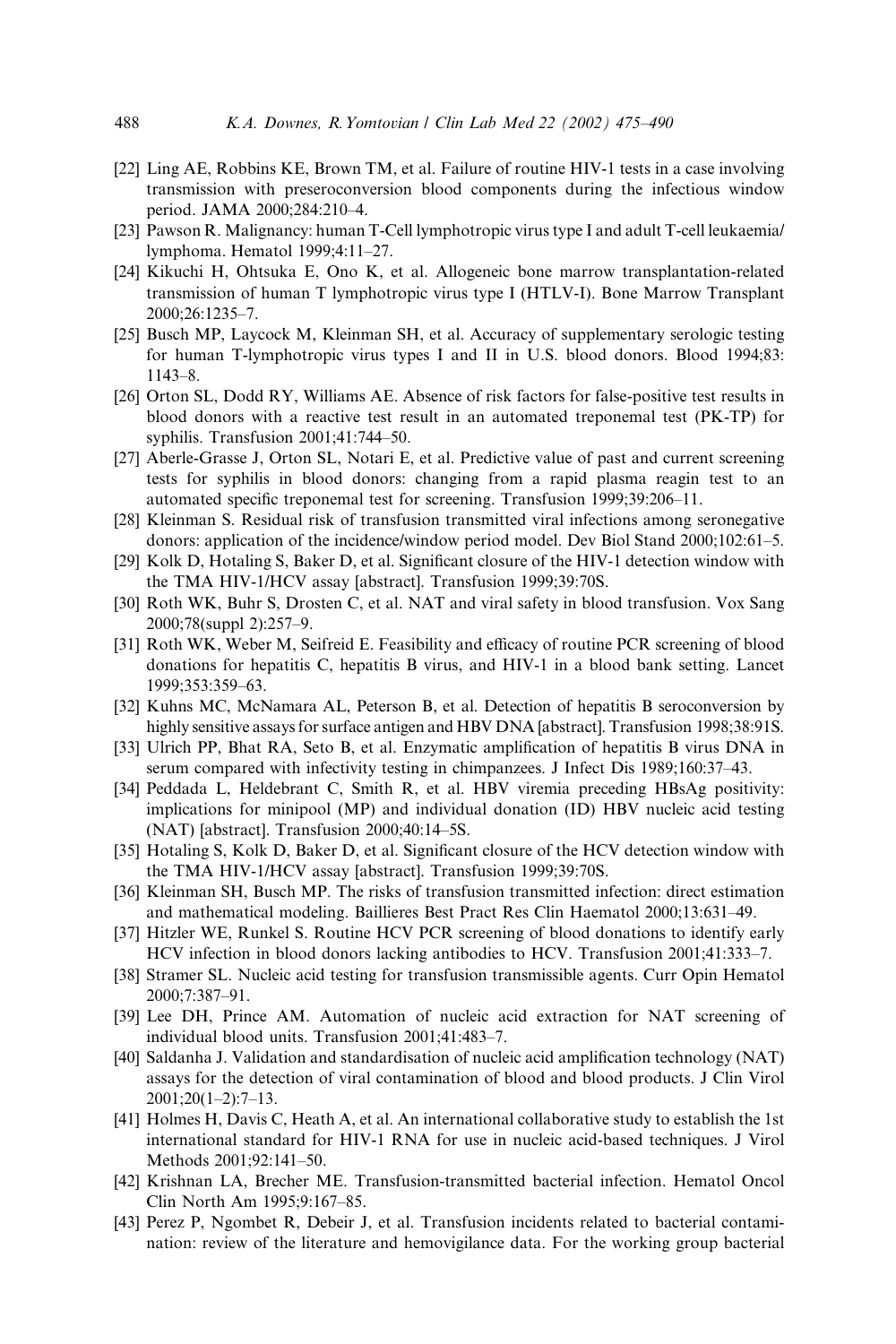[22] Ling AE, Robbins KE, Brown TM, et al. Failure of routine HIV-1 tests in a case involving transmission with preseroconversion blood components during the infectious window period. JAMA 2000;284:210–4.

[23] Pawson R. Malignancy: human T-Cell lymphotropic virus type I and adult T-cell leukaemia/lymphoma. Hematol 1999;4:11–27.

[24] Kikuchi H, Ohtsuka E, Ono K, et al. Allogeneic bone marrow transplantation-related transmission of human T lymphotropic virus type I (HTLV-I). Bone Marrow Transplant 2000;26:1235–7.

[25] Busch MP, Laycock M, Kleinman SH, et al. Accuracy of supplementary serologic testing for human T-lymphotropic virus types I and II in U.S. blood donors. Blood 1994;83:1143–8.

[26] Orton SL, Dodd RY, Williams AE. Absence of risk factors for false-positive test results in blood donors with a reactive test result in an automated treponemal test (PK-TP) for syphilis. Transfusion 2001;41:744–50.

[27] Aberle-Grasse J, Orton SL, Notari E, et al. Predictive value of past and current screening tests for syphilis in blood donors: changing from a rapid plasma reagin test to an automated specific treponemal test for screening. Transfusion 1999;39:206–11.

[28] Kleinman S. Residual risk of transfusion transmitted viral infections among seronegative donors: application of the incidence/window period model. Dev Biol Stand 2000;102:61–5.

[29] Kolk D, Hotaling S, Baker D, et al. Significant closure of the HIV-1 detection window with the TMA HIV-1/HCV assay [abstract]. Transfusion 1999;39:70S.

[30] Roth WK, Buhr S, Drosten C, et al. NAT and viral safety in blood transfusion. Vox Sang 2000;78(suppl 2):257–9.

[31] Roth WK, Weber M, Seifreid E. Feasibility and efficacy of routine PCR screening of blood donations for hepatitis C, hepatitis B virus, and HIV-1 in a blood bank setting. Lancet 1999;353:359–63.

[32] Kuhns MC, McNamara AL, Peterson B, et al. Detection of hepatitis B seroconversion by highly sensitive assays for surface antigen and HBV DNA [abstract]. Transfusion 1998;38:91S.

[33] Ulrich PP, Bhat RA, Seto B, et al. Enzymatic amplification of hepatitis B virus DNA in serum compared with infectivity testing in chimpanzees. J Infect Dis 1989;160:37–43.

[34] Peddada L, Heldebrant C, Smith R, et al. HBV viremia preceding HBsAg positivity: implications for minipool (MP) and individual donation (ID) HBV nucleic acid testing (NAT) [abstract]. Transfusion 2000;40:14–5S.

[35] Hotaling S, Kolk D, Baker D, et al. Significant closure of the HCV detection window with the TMA HIV-1/HCV assay [abstract]. Transfusion 1999;39:70S.

[36] Kleinman SH, Busch MP. The risks of transfusion transmitted infection: direct estimation and mathematical modeling. Baillieres Best Pract Res Clin Haematol 2000;13:631–49.

[37] Hitzler WE, Runkel S. Routine HCV PCR screening of blood donations to identify early HCV infection in blood donors lacking antibodies to HCV. Transfusion 2001;41:333–7.

[38] Stramer SL. Nucleic acid testing for transfusion transmissible agents. Curr Opin Hematol 2000;7:387–91.

[39] Lee DH, Prince AM. Automation of nucleic acid extraction for NAT screening of individual blood units. Transfusion 2001;41:483–7.

[40] Saldanha J. Validation and standardisation of nucleic acid amplification technology (NAT) assays for the detection of viral contamination of blood and blood products. J Clin Virol 2001;20(1–2):7–13.

[41] Holmes H, Davis C, Heath A, et al. An international collaborative study to establish the 1st international standard for HIV-1 RNA for use in nucleic acid-based techniques. J Virol Methods 2001;92:141–50.

[42] Krishnan LA, Brecher ME. Transfusion-transmitted bacterial infection. Hematol Oncol Clin North Am 1995;9:167–85.

[43] Perez P, Ngombet R, Debeir J, et al. Transfusion incidents related to bacterial contamination: review of the literature and hemovigilance data. For the working group bacterial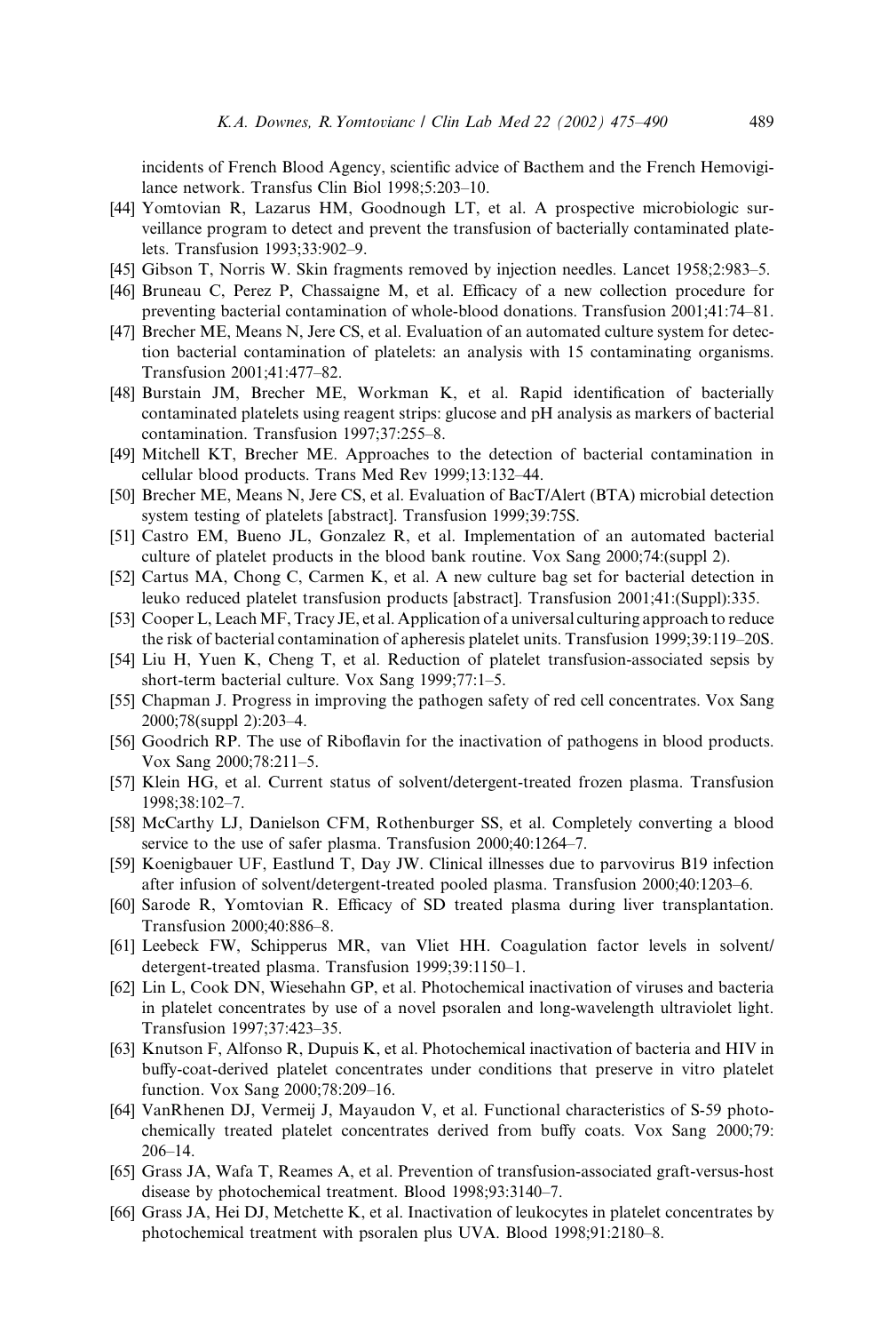incidents of French Blood Agency, scientific advice of Bacthem and the French Hemovigilance network. Transfus Clin Biol 1998;5:203–10.

[44] Yomtovian R, Lazarus HM, Goodnough LT, et al. A prospective microbiologic surveillance program to detect and prevent the transfusion of bacterially contaminated platelets. Transfusion 1993;33:902–9.

[45] Gibson T, Norris W. Skin fragments removed by injection needles. Lancet 1958;2:983–5.

[46] Bruneau C, Perez P, Chassaigne M, et al. Efficacy of a new collection procedure for preventing bacterial contamination of whole-blood donations. Transfusion 2001;41:74–81.

[47] Brecher ME, Means N, Jere CS, et al. Evaluation of an automated culture system for detection bacterial contamination of platelets: an analysis with 15 contaminating organisms. Transfusion 2001;41:477–82.

[48] Burstain JM, Brecher ME, Workman K, et al. Rapid identification of bacterially contaminated platelets using reagent strips: glucose and pH analysis as markers of bacterial contamination. Transfusion 1997;37:255–8.

[49] Mitchell KT, Brecher ME. Approaches to the detection of bacterial contamination in cellular blood products. Trans Med Rev 1999;13:132–44.

[50] Brecher ME, Means N, Jere CS, et al. Evaluation of BacT/Alert (BTA) microbial detection system testing of platelets [abstract]. Transfusion 1999;39:75S.

[51] Castro EM, Bueno JL, Gonzalez R, et al. Implementation of an automated bacterial culture of platelet products in the blood bank routine. Vox Sang 2000;74:(suppl 2).

[52] Cartus MA, Chong C, Carmen K, et al. A new culture bag set for bacterial detection in leuko reduced platelet transfusion products [abstract]. Transfusion 2001;41:(Suppl):335.

[53] Cooper L, Leach MF, Tracy JE, et al. Application of a universal culturing approach to reduce the risk of bacterial contamination of apheresis platelet units. Transfusion 1999;39:119–20S.

[54] Liu H, Yuen K, Cheng T, et al. Reduction of platelet transfusion-associated sepsis by short-term bacterial culture. Vox Sang 1999;77:1–5.

[55] Chapman J. Progress in improving the pathogen safety of red cell concentrates. Vox Sang 2000;78(suppl 2):203–4.

[56] Goodrich RP. The use of Riboflavin for the inactivation of pathogens in blood products. Vox Sang 2000;78:211–5.

[57] Klein HG, et al. Current status of solvent/detergent-treated frozen plasma. Transfusion 1998;38:102–7.

[58] McCarthy LJ, Danielson CFM, Rothenburger SS, et al. Completely converting a blood service to the use of safer plasma. Transfusion 2000;40:1264–7.

[59] Koenigbauer UF, Eastlund T, Day JW. Clinical illnesses due to parvovirus B19 infection after infusion of solvent/detergent-treated pooled plasma. Transfusion 2000;40:1203–6.

[60] Sarode R, Yomtovian R. Efficacy of SD treated plasma during liver transplantation. Transfusion 2000;40:886–8.

[61] Leebeck FW, Schipperus MR, van Vliet HH. Coagulation factor levels in solvent/detergent-treated plasma. Transfusion 1999;39:1150–1.

[62] Lin L, Cook DN, Wiesehahn GP, et al. Photochemical inactivation of viruses and bacteria in platelet concentrates by use of a novel psoralen and long-wavelength ultraviolet light. Transfusion 1997;37:423–35.

[63] Knutson F, Alfonso R, Dupuis K, et al. Photochemical inactivation of bacteria and HIV in buffy-coat-derived platelet concentrates under conditions that preserve in vitro platelet function. Vox Sang 2000;78:209–16.

[64] VanRhenen DJ, Vermeij J, Mayaudon V, et al. Functional characteristics of S-59 photochemically treated platelet concentrates derived from buffy coats. Vox Sang 2000;79: 206–14.

[65] Grass JA, Wafa T, Reames A, et al. Prevention of transfusion-associated graft-versus-host disease by photochemical treatment. Blood 1998;93:3140–7.

[66] Grass JA, Hei DJ, Metchette K, et al. Inactivation of leukocytes in platelet concentrates by photochemical treatment with psoralen plus UVA. Blood 1998;91:2180–8.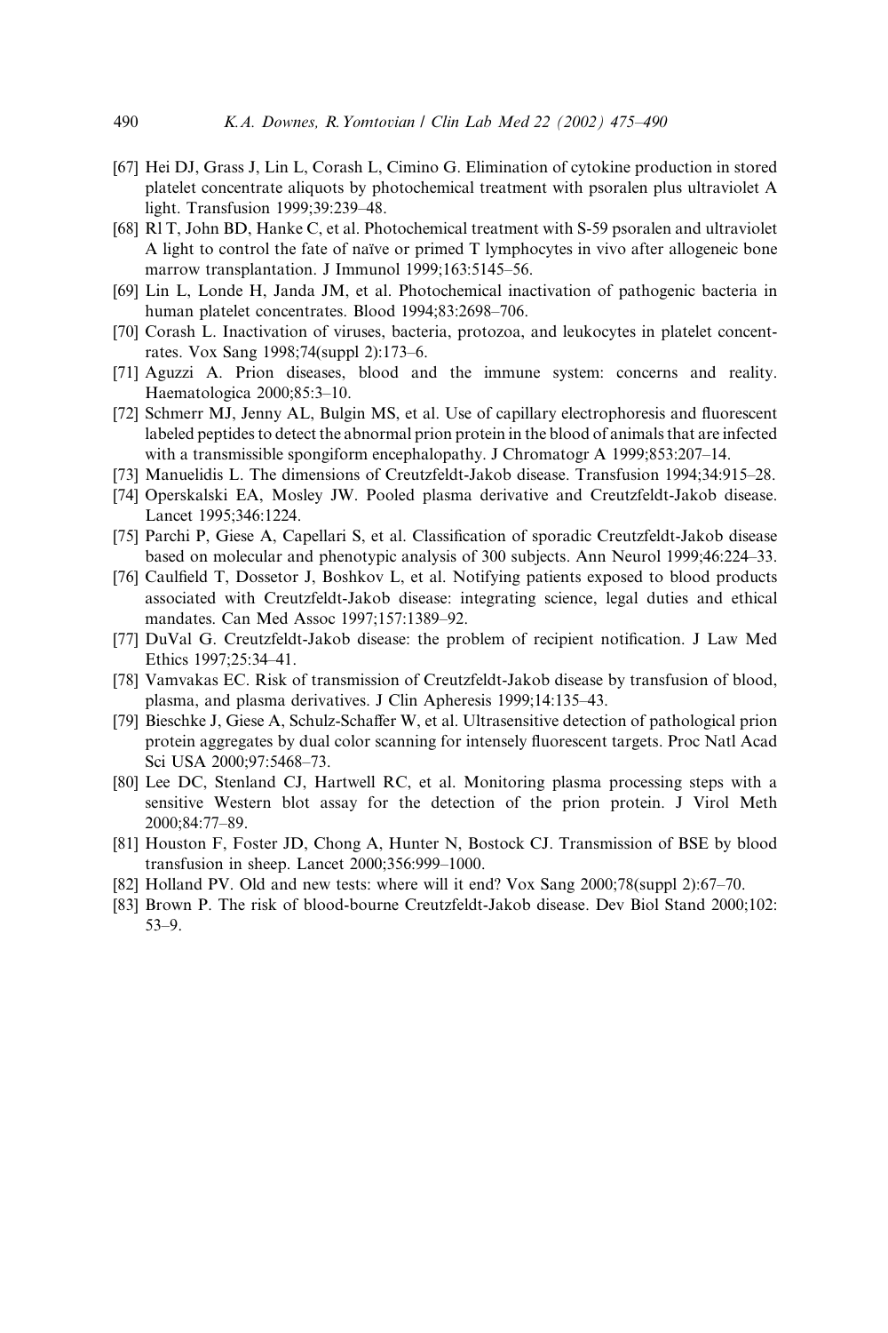[67] Hei DJ, Grass J, Lin L, Corash L, Cimino G. Elimination of cytokine production in stored platelet concentrate aliquots by photochemical treatment with psoralen plus ultraviolet A light. Transfusion 1999;39:239–48.

[68] Rl T, John BD, Hanke C, et al. Photochemical treatment with S-59 psoralen and ultraviolet A light to control the fate of naïve or primed T lymphocytes in vivo after allogeneic bone marrow transplantation. J Immunol 1999;163:5145–56.

[69] Lin L, Londe H, Janda JM, et al. Photochemical inactivation of pathogenic bacteria in human platelet concentrates. Blood 1994;83:2698–706.

[70] Corash L. Inactivation of viruses, bacteria, protozoa, and leukocytes in platelet concentrates. Vox Sang 1998;74(suppl 2):173–6.

[71] Aguzzi A. Prion diseases, blood and the immune system: concerns and reality. Haematologica 2000;85:3–10.

[72] Schmerr MJ, Jenny AL, Bulgin MS, et al. Use of capillary electrophoresis and fluorescent labeled peptides to detect the abnormal prion protein in the blood of animals that are infected with a transmissible spongiform encephalopathy. J Chromatogr A 1999;853:207–14.

[73] Manuelidis L. The dimensions of Creutzfeldt-Jakob disease. Transfusion 1994;34:915–28.

[74] Operskalski EA, Mosley JW. Pooled plasma derivative and Creutzfeldt-Jakob disease. Lancet 1995;346:1224.

[75] Parchi P, Giese A, Capellari S, et al. Classification of sporadic Creutzfeldt-Jakob disease based on molecular and phenotypic analysis of 300 subjects. Ann Neurol 1999;46:224–33.

[76] Caulfield T, Dossetor J, Boshkov L, et al. Notifying patients exposed to blood products associated with Creutzfeldt-Jakob disease: integrating science, legal duties and ethical mandates. Can Med Assoc 1997;157:1389–92.

[77] DuVal G. Creutzfeldt-Jakob disease: the problem of recipient notification. J Law Med Ethics 1997;25:34–41.

[78] Vamvakas EC. Risk of transmission of Creutzfeldt-Jakob disease by transfusion of blood, plasma, and plasma derivatives. J Clin Apheresis 1999;14:135–43.

[79] Bieschke J, Giese A, Schulz-Schaffer W, et al. Ultrasensitive detection of pathological prion protein aggregates by dual color scanning for intensely fluorescent targets. Proc Natl Acad Sci USA 2000;97:5468–73.

[80] Lee DC, Stenland CJ, Hartwell RC, et al. Monitoring plasma processing steps with a sensitive Western blot assay for the detection of the prion protein. J Virol Meth 2000;84:77–89.

[81] Houston F, Foster JD, Chong A, Hunter N, Bostock CJ. Transmission of BSE by blood transfusion in sheep. Lancet 2000;356:999–1000.

[82] Holland PV. Old and new tests: where will it end? Vox Sang 2000;78(suppl 2):67–70.

[83] Brown P. The risk of blood-bourne Creutzfeldt-Jakob disease. Dev Biol Stand 2000;102: 53–9.